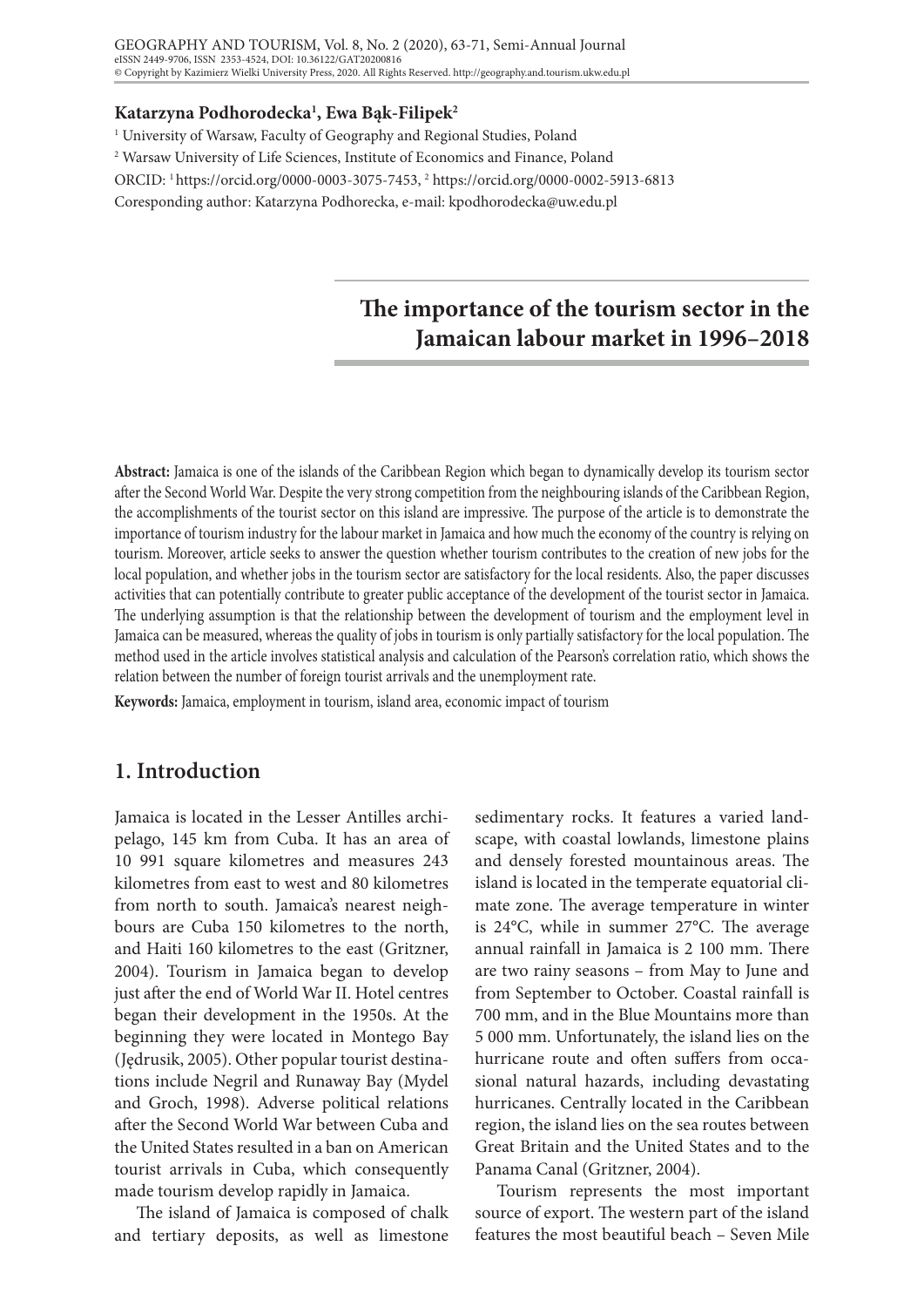GEOGRAPHY AND TOURISM, Vol. 8, No. 2 (2020), 63-71, Semi-Annual Journal
eISSN 2449-9706, ISSN 2353-4524, DOI: 10.36122/GAT20200816
© Copyright by Kazimierz Wielki University Press, 2020. All Rights Reserved. http://geography.and.tourism.ukw.edu.pl

**Katarzyna Podhorodecka[1], Ewa Bąk-Filipek[2]**

[1] University of Warsaw, Faculty of Geography and Regional Studies, Poland
[2] Warsaw University of Life Sciences, Institute of Economics and Finance, Poland
ORCID: [1] https://orcid.org/0000-0003-3075-7453, [2] https://orcid.org/0000-0002-5913-6813
Coresponding author: Katarzyna Podhorecka, e-mail: kpodhorodecka@uw.edu.pl

# The importance of the tourism sector in the Jamaican labour market in 1996–2018

**Abstract:** Jamaica is one of the islands of the Caribbean Region which began to dynamically develop its tourism sector after the Second World War. Despite the very strong competition from the neighbouring islands of the Caribbean Region, the accomplishments of the tourist sector on this island are impressive. The purpose of the article is to demonstrate the importance of tourism industry for the labour market in Jamaica and how much the economy of the country is relying on tourism. Moreover, article seeks to answer the question whether tourism contributes to the creation of new jobs for the local population, and whether jobs in the tourism sector are satisfactory for the local residents. Also, the paper discusses activities that can potentially contribute to greater public acceptance of the development of the tourist sector in Jamaica. The underlying assumption is that the relationship between the development of tourism and the employment level in Jamaica can be measured, whereas the quality of jobs in tourism is only partially satisfactory for the local population. The method used in the article involves statistical analysis and calculation of the Pearson's correlation ratio, which shows the relation between the number of foreign tourist arrivals and the unemployment rate.

**Keywords:** Jamaica, employment in tourism, island area, economic impact of tourism

## 1. Introduction

Jamaica is located in the Lesser Antilles archipelago, 145 km from Cuba. It has an area of 10 991 square kilometres and measures 243 kilometres from east to west and 80 kilometres from north to south. Jamaica's nearest neighbours are Cuba 150 kilometres to the north, and Haiti 160 kilometres to the east (Gritzner, 2004). Tourism in Jamaica began to develop just after the end of World War II. Hotel centres began their development in the 1950s. At the beginning they were located in Montego Bay (Jędrusik, 2005). Other popular tourist destinations include Negril and Runaway Bay (Mydel and Groch, 1998). Adverse political relations after the Second World War between Cuba and the United States resulted in a ban on American tourist arrivals in Cuba, which consequently made tourism develop rapidly in Jamaica.

The island of Jamaica is composed of chalk and tertiary deposits, as well as limestone sedimentary rocks. It features a varied landscape, with coastal lowlands, limestone plains and densely forested mountainous areas. The island is located in the temperate equatorial climate zone. The average temperature in winter is 24°C, while in summer 27°C. The average annual rainfall in Jamaica is 2 100 mm. There are two rainy seasons – from May to June and from September to October. Coastal rainfall is 700 mm, and in the Blue Mountains more than 5 000 mm. Unfortunately, the island lies on the hurricane route and often suffers from occasional natural hazards, including devastating hurricanes. Centrally located in the Caribbean region, the island lies on the sea routes between Great Britain and the United States and to the Panama Canal (Gritzner, 2004).

Tourism represents the most important source of export. The western part of the island features the most beautiful beach – Seven Mile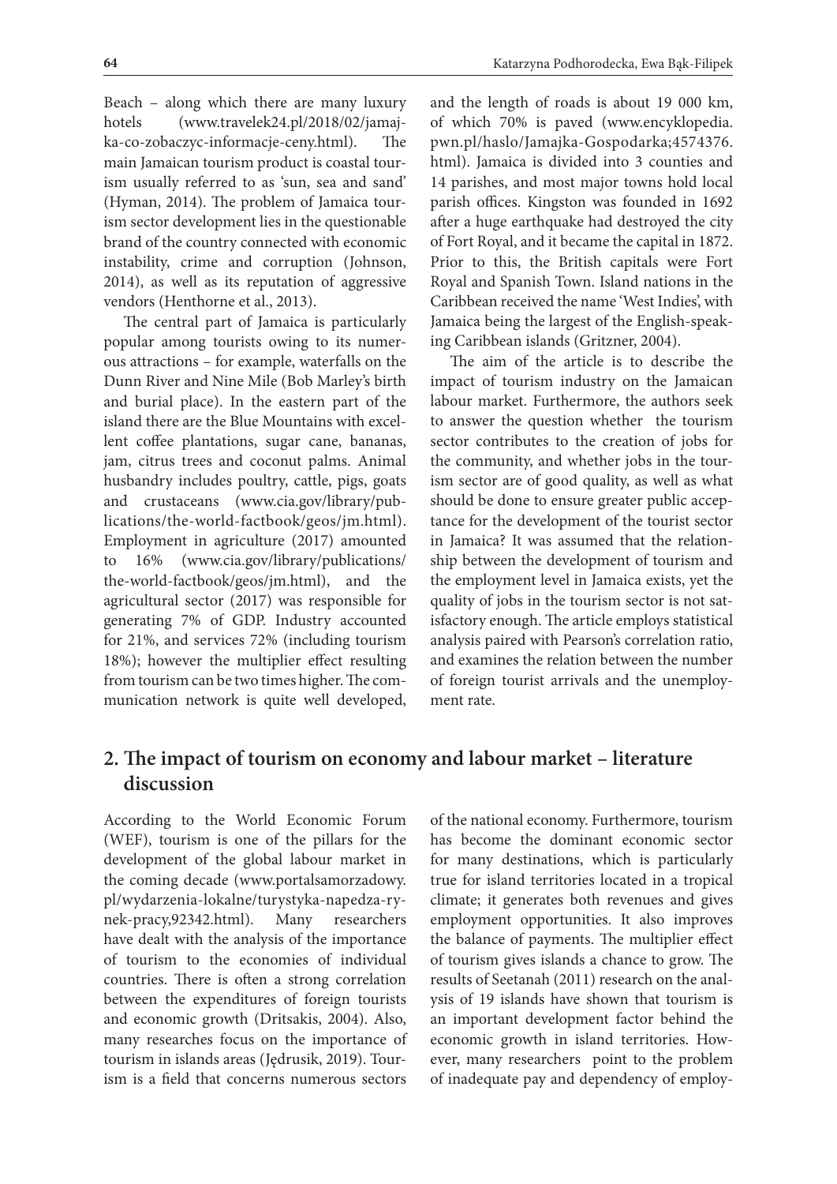Beach – along which there are many luxury hotels (www.travelek24.pl/2018/02/jamajka-co-zobaczyc-informacje-ceny.html). The main Jamaican tourism product is coastal tourism usually referred to as 'sun, sea and sand' (Hyman, 2014). The problem of Jamaica tourism sector development lies in the questionable brand of the country connected with economic instability, crime and corruption (Johnson, 2014), as well as its reputation of aggressive vendors (Henthorne et al., 2013).

The central part of Jamaica is particularly popular among tourists owing to its numerous attractions – for example, waterfalls on the Dunn River and Nine Mile (Bob Marley's birth and burial place). In the eastern part of the island there are the Blue Mountains with excellent coffee plantations, sugar cane, bananas, jam, citrus trees and coconut palms. Animal husbandry includes poultry, cattle, pigs, goats and crustaceans (www.cia.gov/library/publications/the-world-factbook/geos/jm.html). Employment in agriculture (2017) amounted to 16% (www.cia.gov/library/publications/the-world-factbook/geos/jm.html), and the agricultural sector (2017) was responsible for generating 7% of GDP. Industry accounted for 21%, and services 72% (including tourism 18%); however the multiplier effect resulting from tourism can be two times higher. The communication network is quite well developed, and the length of roads is about 19 000 km, of which 70% is paved (www.encyklopedia.pwn.pl/haslo/Jamajka-Gospodarka;4574376.html). Jamaica is divided into 3 counties and 14 parishes, and most major towns hold local parish offices. Kingston was founded in 1692 after a huge earthquake had destroyed the city of Fort Royal, and it became the capital in 1872. Prior to this, the British capitals were Fort Royal and Spanish Town. Island nations in the Caribbean received the name 'West Indies', with Jamaica being the largest of the English-speaking Caribbean islands (Gritzner, 2004).

The aim of the article is to describe the impact of tourism industry on the Jamaican labour market. Furthermore, the authors seek to answer the question whether the tourism sector contributes to the creation of jobs for the community, and whether jobs in the tourism sector are of good quality, as well as what should be done to ensure greater public acceptance for the development of the tourist sector in Jamaica? It was assumed that the relationship between the development of tourism and the employment level in Jamaica exists, yet the quality of jobs in the tourism sector is not satisfactory enough. The article employs statistical analysis paired with Pearson's correlation ratio, and examines the relation between the number of foreign tourist arrivals and the unemployment rate.

## 2. The impact of tourism on economy and labour market – literature discussion

According to the World Economic Forum (WEF), tourism is one of the pillars for the development of the global labour market in the coming decade (www.portalsamorzadowy.pl/wydarzenia-lokalne/turystyka-napedza-rynek-pracy,92342.html). Many researchers have dealt with the analysis of the importance of tourism to the economies of individual countries. There is often a strong correlation between the expenditures of foreign tourists and economic growth (Dritsakis, 2004). Also, many researches focus on the importance of tourism in islands areas (Jędrusik, 2019). Tourism is a field that concerns numerous sectors of the national economy. Furthermore, tourism has become the dominant economic sector for many destinations, which is particularly true for island territories located in a tropical climate; it generates both revenues and gives employment opportunities. It also improves the balance of payments. The multiplier effect of tourism gives islands a chance to grow. The results of Seetanah (2011) research on the analysis of 19 islands have shown that tourism is an important development factor behind the economic growth in island territories. However, many researchers point to the problem of inadequate pay and dependency of employ-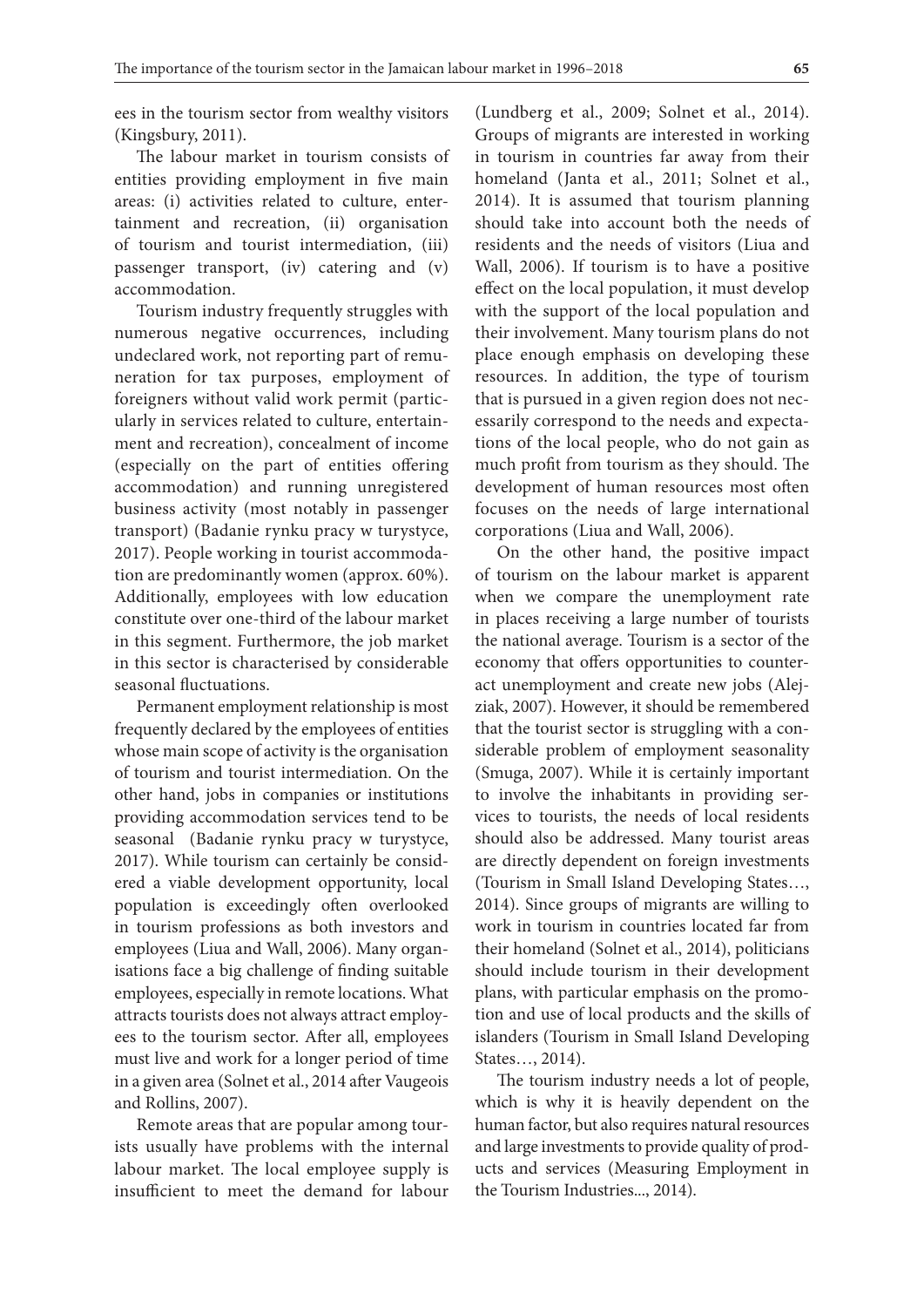ees in the tourism sector from wealthy visitors (Kingsbury, 2011).

The labour market in tourism consists of entities providing employment in five main areas: (i) activities related to culture, entertainment and recreation, (ii) organisation of tourism and tourist intermediation, (iii) passenger transport, (iv) catering and (v) accommodation.

Tourism industry frequently struggles with numerous negative occurrences, including undeclared work, not reporting part of remuneration for tax purposes, employment of foreigners without valid work permit (particularly in services related to culture, entertainment and recreation), concealment of income (especially on the part of entities offering accommodation) and running unregistered business activity (most notably in passenger transport) (Badanie rynku pracy w turystyce, 2017). People working in tourist accommodation are predominantly women (approx. 60%). Additionally, employees with low education constitute over one-third of the labour market in this segment. Furthermore, the job market in this sector is characterised by considerable seasonal fluctuations.

Permanent employment relationship is most frequently declared by the employees of entities whose main scope of activity is the organisation of tourism and tourist intermediation. On the other hand, jobs in companies or institutions providing accommodation services tend to be seasonal (Badanie rynku pracy w turystyce, 2017). While tourism can certainly be considered a viable development opportunity, local population is exceedingly often overlooked in tourism professions as both investors and employees (Liua and Wall, 2006). Many organisations face a big challenge of finding suitable employees, especially in remote locations. What attracts tourists does not always attract employees to the tourism sector. After all, employees must live and work for a longer period of time in a given area (Solnet et al., 2014 after Vaugeois and Rollins, 2007).

Remote areas that are popular among tourists usually have problems with the internal labour market. The local employee supply is insufficient to meet the demand for labour (Lundberg et al., 2009; Solnet et al., 2014). Groups of migrants are interested in working in tourism in countries far away from their homeland (Janta et al., 2011; Solnet et al., 2014). It is assumed that tourism planning should take into account both the needs of residents and the needs of visitors (Liua and Wall, 2006). If tourism is to have a positive effect on the local population, it must develop with the support of the local population and their involvement. Many tourism plans do not place enough emphasis on developing these resources. In addition, the type of tourism that is pursued in a given region does not necessarily correspond to the needs and expectations of the local people, who do not gain as much profit from tourism as they should. The development of human resources most often focuses on the needs of large international corporations (Liua and Wall, 2006).

On the other hand, the positive impact of tourism on the labour market is apparent when we compare the unemployment rate in places receiving a large number of tourists the national average. Tourism is a sector of the economy that offers opportunities to counteract unemployment and create new jobs (Alejziak, 2007). However, it should be remembered that the tourist sector is struggling with a considerable problem of employment seasonality (Smuga, 2007). While it is certainly important to involve the inhabitants in providing services to tourists, the needs of local residents should also be addressed. Many tourist areas are directly dependent on foreign investments (Tourism in Small Island Developing States…, 2014). Since groups of migrants are willing to work in tourism in countries located far from their homeland (Solnet et al., 2014), politicians should include tourism in their development plans, with particular emphasis on the promotion and use of local products and the skills of islanders (Tourism in Small Island Developing States…, 2014).

The tourism industry needs a lot of people, which is why it is heavily dependent on the human factor, but also requires natural resources and large investments to provide quality of products and services (Measuring Employment in the Tourism Industries..., 2014).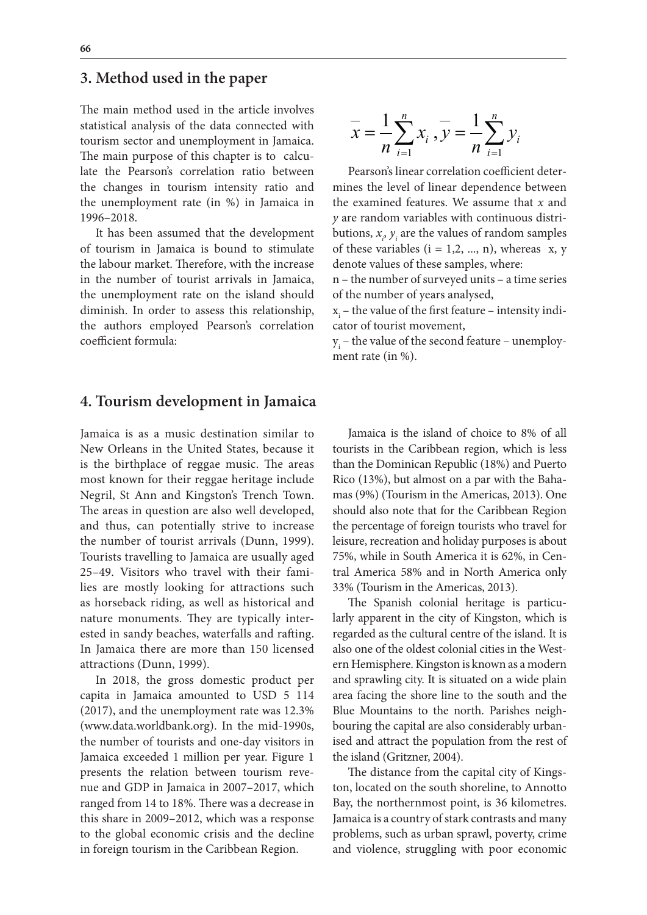## 3. Method used in the paper

The main method used in the article involves statistical analysis of the data connected with tourism sector and unemployment in Jamaica. The main purpose of this chapter is to calculate the Pearson's correlation ratio between the changes in tourism intensity ratio and the unemployment rate (in %) in Jamaica in 1996–2018.

It has been assumed that the development of tourism in Jamaica is bound to stimulate the labour market. Therefore, with the increase in the number of tourist arrivals in Jamaica, the unemployment rate on the island should diminish. In order to assess this relationship, the authors employed Pearson's correlation coefficient formula:

$$\bar{x} = \frac{1}{n}\sum_{i=1}^{n} x_i \;, \bar{y} = \frac{1}{n}\sum_{i=1}^{n} y_i$$

Pearson's linear correlation coefficient determines the level of linear dependence between the examined features. We assume that $x$ and $y$ are random variables with continuous distributions, $x_i$, $y_i$ are the values of random samples of these variables (i = 1,2, ..., n), whereas x, y denote values of these samples, where:

n – the number of surveyed units – a time series of the number of years analysed,

$x_i$ – the value of the first feature – intensity indicator of tourist movement,

$y_i$ – the value of the second feature – unemployment rate (in %).

## 4. Tourism development in Jamaica

Jamaica is as a music destination similar to New Orleans in the United States, because it is the birthplace of reggae music. The areas most known for their reggae heritage include Negril, St Ann and Kingston's Trench Town. The areas in question are also well developed, and thus, can potentially strive to increase the number of tourist arrivals (Dunn, 1999). Tourists travelling to Jamaica are usually aged 25–49. Visitors who travel with their families are mostly looking for attractions such as horseback riding, as well as historical and nature monuments. They are typically interested in sandy beaches, waterfalls and rafting. In Jamaica there are more than 150 licensed attractions (Dunn, 1999).

In 2018, the gross domestic product per capita in Jamaica amounted to USD 5 114 (2017), and the unemployment rate was 12.3% (www.data.worldbank.org). In the mid-1990s, the number of tourists and one-day visitors in Jamaica exceeded 1 million per year. Figure 1 presents the relation between tourism revenue and GDP in Jamaica in 2007–2017, which ranged from 14 to 18%. There was a decrease in this share in 2009–2012, which was a response to the global economic crisis and the decline in foreign tourism in the Caribbean Region.

Jamaica is the island of choice to 8% of all tourists in the Caribbean region, which is less than the Dominican Republic (18%) and Puerto Rico (13%), but almost on a par with the Bahamas (9%) (Tourism in the Americas, 2013). One should also note that for the Caribbean Region the percentage of foreign tourists who travel for leisure, recreation and holiday purposes is about 75%, while in South America it is 62%, in Central America 58% and in North America only 33% (Tourism in the Americas, 2013).

The Spanish colonial heritage is particularly apparent in the city of Kingston, which is regarded as the cultural centre of the island. It is also one of the oldest colonial cities in the Western Hemisphere. Kingston is known as a modern and sprawling city. It is situated on a wide plain area facing the shore line to the south and the Blue Mountains to the north. Parishes neighbouring the capital are also considerably urbanised and attract the population from the rest of the island (Gritzner, 2004).

The distance from the capital city of Kingston, located on the south shoreline, to Annotto Bay, the northernmost point, is 36 kilometres. Jamaica is a country of stark contrasts and many problems, such as urban sprawl, poverty, crime and violence, struggling with poor economic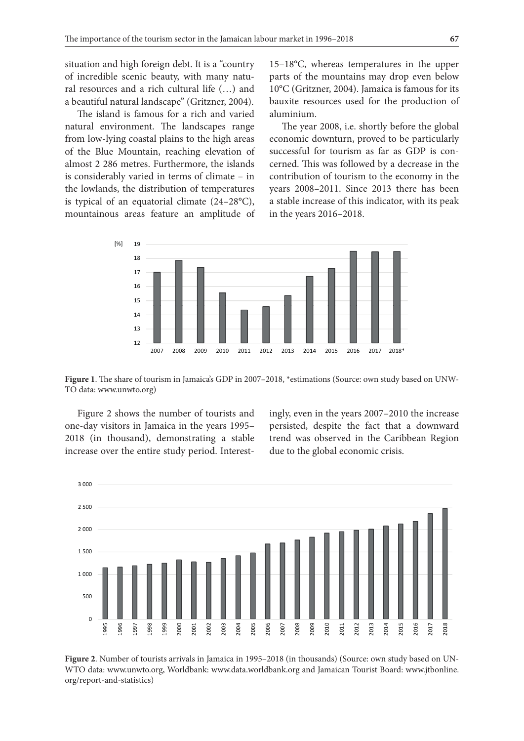situation and high foreign debt. It is a "country of incredible scenic beauty, with many natural resources and a rich cultural life (…) and a beautiful natural landscape" (Gritzner, 2004).

The island is famous for a rich and varied natural environment. The landscapes range from low-lying coastal plains to the high areas of the Blue Mountain, reaching elevation of almost 2 286 metres. Furthermore, the islands is considerably varied in terms of climate – in the lowlands, the distribution of temperatures is typical of an equatorial climate (24–28°C), mountainous areas feature an amplitude of 15–18°C, whereas temperatures in the upper parts of the mountains may drop even below 10°C (Gritzner, 2004). Jamaica is famous for its bauxite resources used for the production of aluminium.

The year 2008, i.e. shortly before the global economic downturn, proved to be particularly successful for tourism as far as GDP is concerned. This was followed by a decrease in the contribution of tourism to the economy in the years 2008–2011. Since 2013 there has been a stable increase of this indicator, with its peak in the years 2016–2018.

**Figure 1**. The share of tourism in Jamaica's GDP in 2007–2018, *estimations (Source: own study based on UNWTO data: www.unwto.org)

Figure 2 shows the number of tourists and one-day visitors in Jamaica in the years 1995–2018 (in thousand), demonstrating a stable increase over the entire study period. Interestingly, even in the years 2007–2010 the increase persisted, despite the fact that a downward trend was observed in the Caribbean Region due to the global economic crisis.

**Figure 2**. Number of tourists arrivals in Jamaica in 1995–2018 (in thousands) (Source: own study based on UNWTO data: www.unwto.org, Worldbank: www.data.worldbank.org and Jamaican Tourist Board: www.jtbonline.org/report-and-statistics)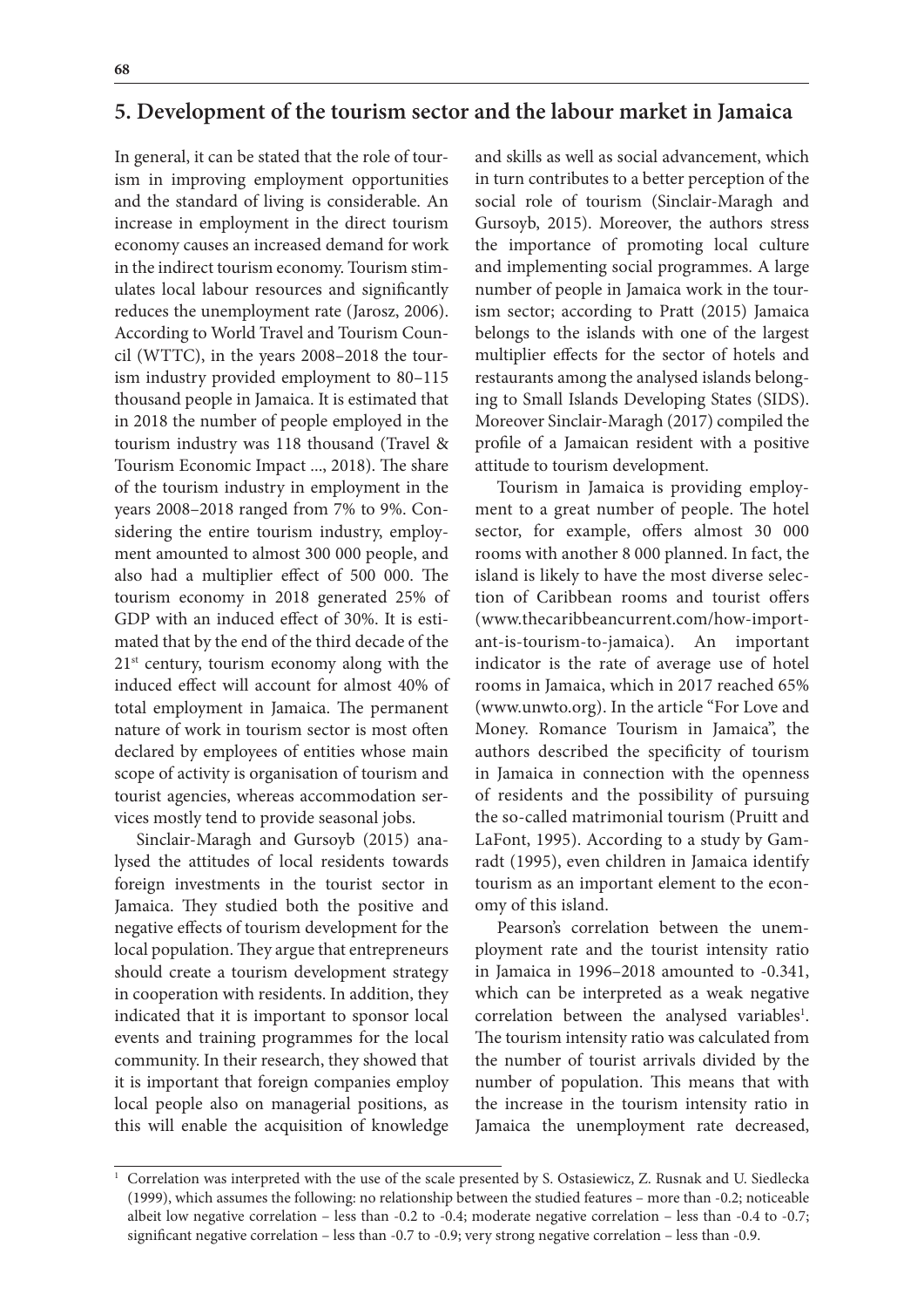## 5. Development of the tourism sector and the labour market in Jamaica

In general, it can be stated that the role of tourism in improving employment opportunities and the standard of living is considerable. An increase in employment in the direct tourism economy causes an increased demand for work in the indirect tourism economy. Tourism stimulates local labour resources and significantly reduces the unemployment rate (Jarosz, 2006). According to World Travel and Tourism Council (WTTC), in the years 2008–2018 the tourism industry provided employment to 80–115 thousand people in Jamaica. It is estimated that in 2018 the number of people employed in the tourism industry was 118 thousand (Travel & Tourism Economic Impact ..., 2018). The share of the tourism industry in employment in the years 2008–2018 ranged from 7% to 9%. Considering the entire tourism industry, employment amounted to almost 300 000 people, and also had a multiplier effect of 500 000. The tourism economy in 2018 generated 25% of GDP with an induced effect of 30%. It is estimated that by the end of the third decade of the 21st century, tourism economy along with the induced effect will account for almost 40% of total employment in Jamaica. The permanent nature of work in tourism sector is most often declared by employees of entities whose main scope of activity is organisation of tourism and tourist agencies, whereas accommodation services mostly tend to provide seasonal jobs.

Sinclair-Maragh and Gursoyb (2015) analysed the attitudes of local residents towards foreign investments in the tourist sector in Jamaica. They studied both the positive and negative effects of tourism development for the local population. They argue that entrepreneurs should create a tourism development strategy in cooperation with residents. In addition, they indicated that it is important to sponsor local events and training programmes for the local community. In their research, they showed that it is important that foreign companies employ local people also on managerial positions, as this will enable the acquisition of knowledge and skills as well as social advancement, which in turn contributes to a better perception of the social role of tourism (Sinclair-Maragh and Gursoyb, 2015). Moreover, the authors stress the importance of promoting local culture and implementing social programmes. A large number of people in Jamaica work in the tourism sector; according to Pratt (2015) Jamaica belongs to the islands with one of the largest multiplier effects for the sector of hotels and restaurants among the analysed islands belonging to Small Islands Developing States (SIDS). Moreover Sinclair-Maragh (2017) compiled the profile of a Jamaican resident with a positive attitude to tourism development.

Tourism in Jamaica is providing employment to a great number of people. The hotel sector, for example, offers almost 30 000 rooms with another 8 000 planned. In fact, the island is likely to have the most diverse selection of Caribbean rooms and tourist offers (www.thecaribbeancurrent.com/how-important-is-tourism-to-jamaica). An important indicator is the rate of average use of hotel rooms in Jamaica, which in 2017 reached 65% (www.unwto.org). In the article "For Love and Money. Romance Tourism in Jamaica", the authors described the specificity of tourism in Jamaica in connection with the openness of residents and the possibility of pursuing the so-called matrimonial tourism (Pruitt and LaFont, 1995). According to a study by Gamradt (1995), even children in Jamaica identify tourism as an important element to the economy of this island.

Pearson's correlation between the unemployment rate and the tourist intensity ratio in Jamaica in 1996–2018 amounted to -0.341, which can be interpreted as a weak negative correlation between the analysed variables[1]. The tourism intensity ratio was calculated from the number of tourist arrivals divided by the number of population. This means that with the increase in the tourism intensity ratio in Jamaica the unemployment rate decreased,

---

[1] Correlation was interpreted with the use of the scale presented by S. Ostasiewicz, Z. Rusnak and U. Siedlecka (1999), which assumes the following: no relationship between the studied features – more than -0.2; noticeable albeit low negative correlation – less than -0.2 to -0.4; moderate negative correlation – less than -0.4 to -0.7; significant negative correlation – less than -0.7 to -0.9; very strong negative correlation – less than -0.9.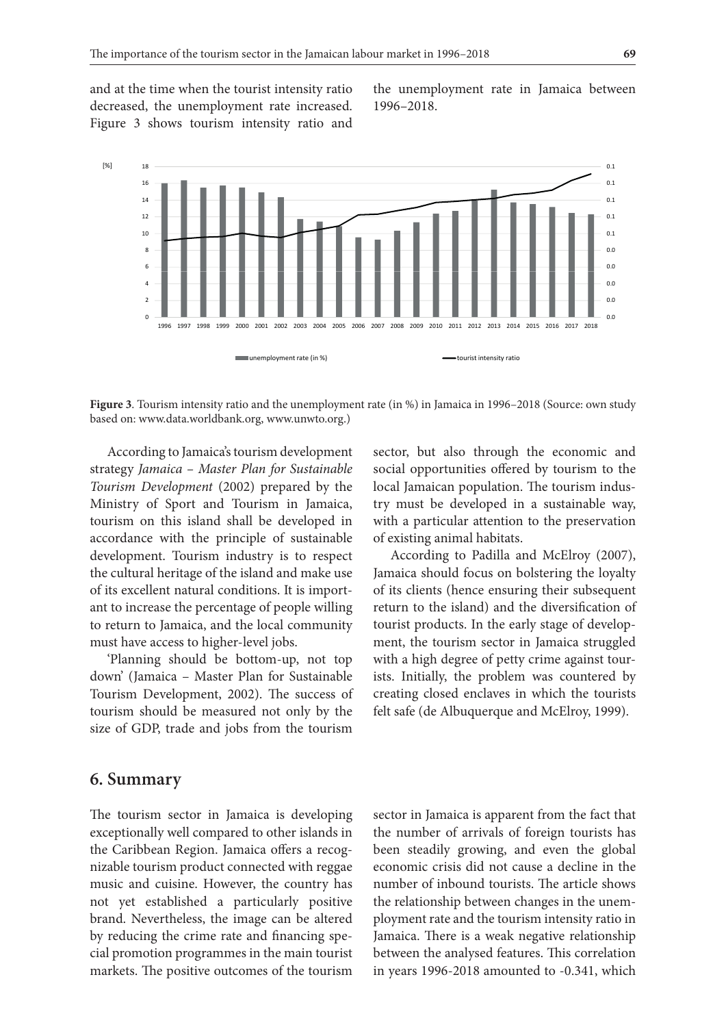and at the time when the tourist intensity ratio decreased, the unemployment rate increased. Figure 3 shows tourism intensity ratio and the unemployment rate in Jamaica between 1996–2018.

**Figure 3**. Tourism intensity ratio and the unemployment rate (in %) in Jamaica in 1996–2018 (Source: own study based on: www.data.worldbank.org, www.unwto.org.)

According to Jamaica's tourism development strategy *Jamaica – Master Plan for Sustainable Tourism Development* (2002) prepared by the Ministry of Sport and Tourism in Jamaica, tourism on this island shall be developed in accordance with the principle of sustainable development. Tourism industry is to respect the cultural heritage of the island and make use of its excellent natural conditions. It is important to increase the percentage of people willing to return to Jamaica, and the local community must have access to higher-level jobs.

'Planning should be bottom-up, not top down' (Jamaica – Master Plan for Sustainable Tourism Development, 2002). The success of tourism should be measured not only by the size of GDP, trade and jobs from the tourism sector, but also through the economic and social opportunities offered by tourism to the local Jamaican population. The tourism industry must be developed in a sustainable way, with a particular attention to the preservation of existing animal habitats.

According to Padilla and McElroy (2007), Jamaica should focus on bolstering the loyalty of its clients (hence ensuring their subsequent return to the island) and the diversification of tourist products. In the early stage of development, the tourism sector in Jamaica struggled with a high degree of petty crime against tourists. Initially, the problem was countered by creating closed enclaves in which the tourists felt safe (de Albuquerque and McElroy, 1999).

## 6. Summary

The tourism sector in Jamaica is developing exceptionally well compared to other islands in the Caribbean Region. Jamaica offers a recognizable tourism product connected with reggae music and cuisine. However, the country has not yet established a particularly positive brand. Nevertheless, the image can be altered by reducing the crime rate and financing special promotion programmes in the main tourist markets. The positive outcomes of the tourism sector in Jamaica is apparent from the fact that the number of arrivals of foreign tourists has been steadily growing, and even the global economic crisis did not cause a decline in the number of inbound tourists. The article shows the relationship between changes in the unemployment rate and the tourism intensity ratio in Jamaica. There is a weak negative relationship between the analysed features. This correlation in years 1996-2018 amounted to -0.341, which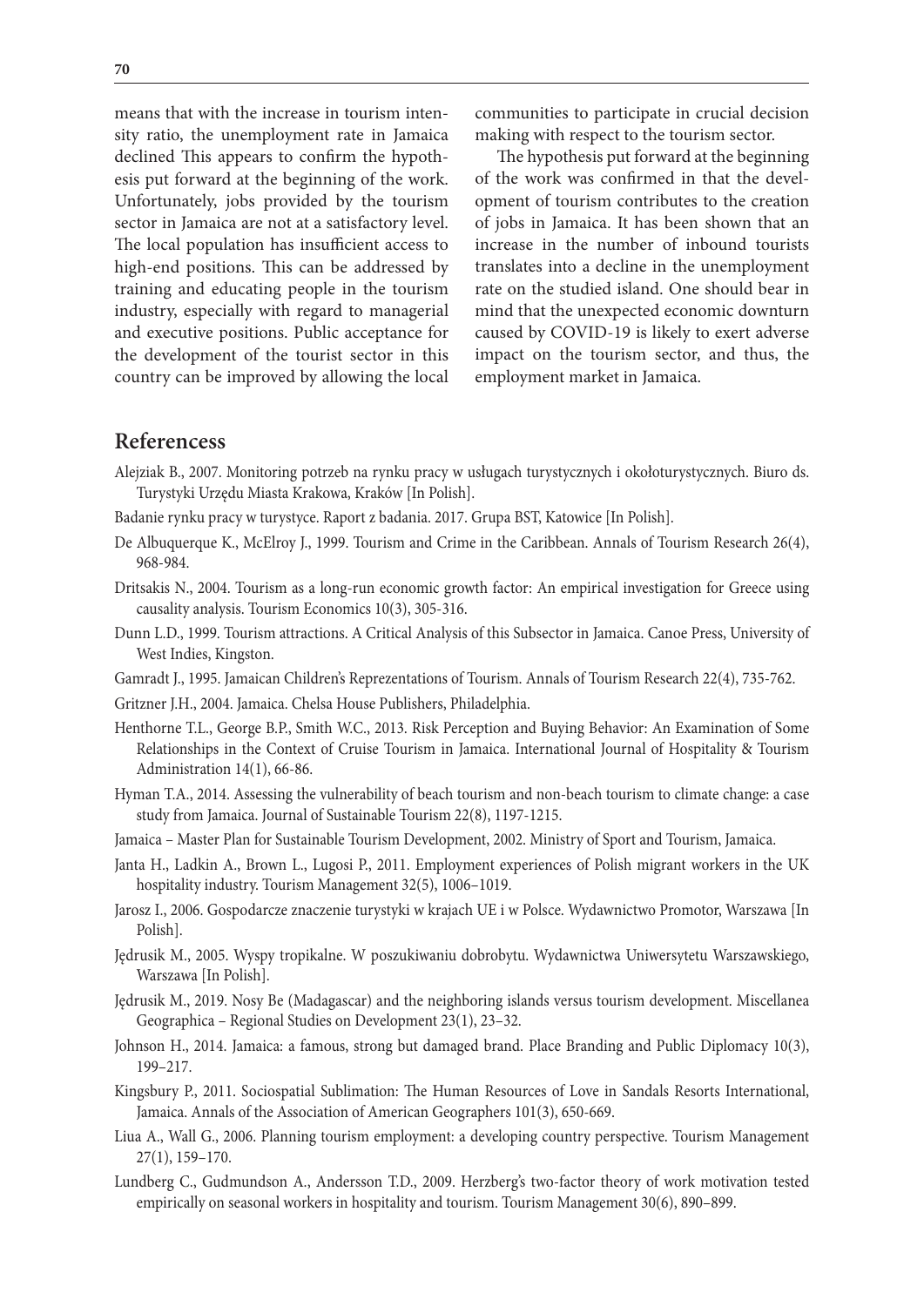means that with the increase in tourism intensity ratio, the unemployment rate in Jamaica declined This appears to confirm the hypothesis put forward at the beginning of the work. Unfortunately, jobs provided by the tourism sector in Jamaica are not at a satisfactory level. The local population has insufficient access to high-end positions. This can be addressed by training and educating people in the tourism industry, especially with regard to managerial and executive positions. Public acceptance for the development of the tourist sector in this country can be improved by allowing the local communities to participate in crucial decision making with respect to the tourism sector.

The hypothesis put forward at the beginning of the work was confirmed in that the development of tourism contributes to the creation of jobs in Jamaica. It has been shown that an increase in the number of inbound tourists translates into a decline in the unemployment rate on the studied island. One should bear in mind that the unexpected economic downturn caused by COVID-19 is likely to exert adverse impact on the tourism sector, and thus, the employment market in Jamaica.

## Referencess

Alejziak B., 2007. Monitoring potrzeb na rynku pracy w usługach turystycznych i okołoturystycznych. Biuro ds. Turystyki Urzędu Miasta Krakowa, Kraków [In Polish].

Badanie rynku pracy w turystyce. Raport z badania. 2017. Grupa BST, Katowice [In Polish].

De Albuquerque K., McElroy J., 1999. Tourism and Crime in the Caribbean. Annals of Tourism Research 26(4), 968-984.

Dritsakis N., 2004. Tourism as a long-run economic growth factor: An empirical investigation for Greece using causality analysis. Tourism Economics 10(3), 305-316.

Dunn L.D., 1999. Tourism attractions. A Critical Analysis of this Subsector in Jamaica. Canoe Press, University of West Indies, Kingston.

Gamradt J., 1995. Jamaican Children's Reprezentations of Tourism. Annals of Tourism Research 22(4), 735-762.

Gritzner J.H., 2004. Jamaica. Chelsa House Publishers, Philadelphia.

Henthorne T.L., George B.P., Smith W.C., 2013. Risk Perception and Buying Behavior: An Examination of Some Relationships in the Context of Cruise Tourism in Jamaica. International Journal of Hospitality & Tourism Administration 14(1), 66-86.

Hyman T.A., 2014. Assessing the vulnerability of beach tourism and non-beach tourism to climate change: a case study from Jamaica. Journal of Sustainable Tourism 22(8), 1197-1215.

Jamaica – Master Plan for Sustainable Tourism Development, 2002. Ministry of Sport and Tourism, Jamaica.

Janta H., Ladkin A., Brown L., Lugosi P., 2011. Employment experiences of Polish migrant workers in the UK hospitality industry. Tourism Management 32(5), 1006–1019.

Jarosz I., 2006. Gospodarcze znaczenie turystyki w krajach UE i w Polsce. Wydawnictwo Promotor, Warszawa [In Polish].

Jędrusik M., 2005. Wyspy tropikalne. W poszukiwaniu dobrobytu. Wydawnictwa Uniwersytetu Warszawskiego, Warszawa [In Polish].

Jędrusik M., 2019. Nosy Be (Madagascar) and the neighboring islands versus tourism development. Miscellanea Geographica – Regional Studies on Development 23(1), 23–32.

Johnson H., 2014. Jamaica: a famous, strong but damaged brand. Place Branding and Public Diplomacy 10(3), 199–217.

Kingsbury P., 2011. Sociospatial Sublimation: The Human Resources of Love in Sandals Resorts International, Jamaica. Annals of the Association of American Geographers 101(3), 650-669.

Liua A., Wall G., 2006. Planning tourism employment: a developing country perspective. Tourism Management 27(1), 159–170.

Lundberg C., Gudmundson A., Andersson T.D., 2009. Herzberg's two-factor theory of work motivation tested empirically on seasonal workers in hospitality and tourism. Tourism Management 30(6), 890–899.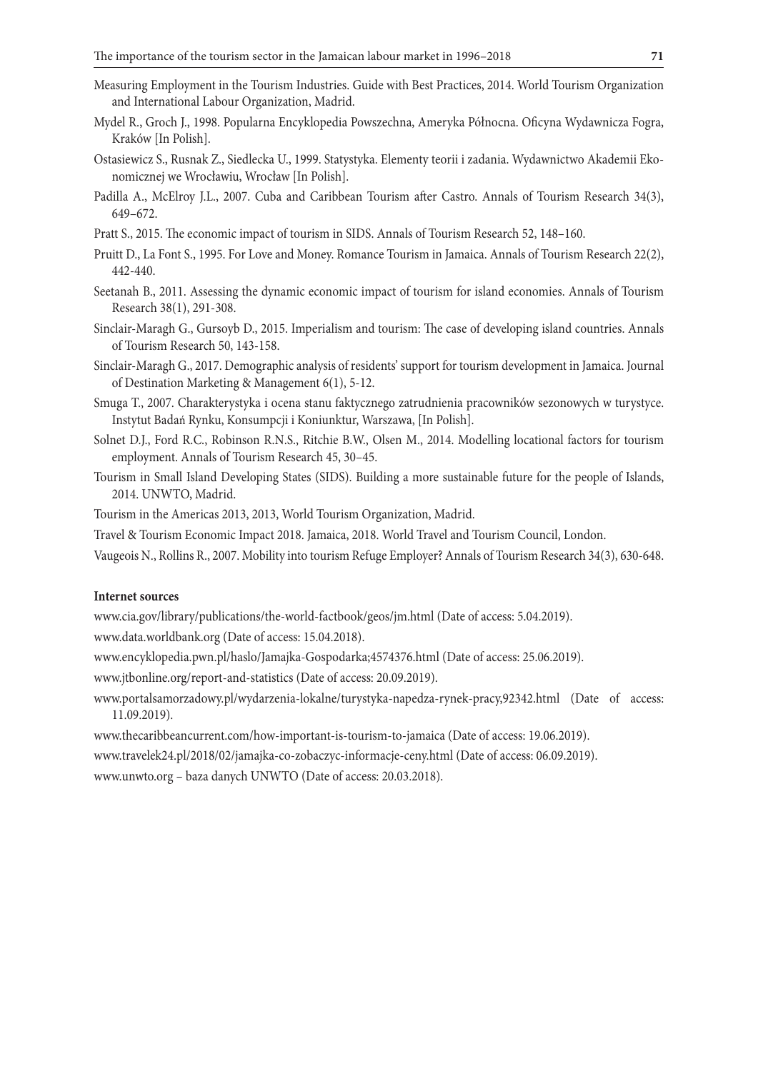Measuring Employment in the Tourism Industries. Guide with Best Practices, 2014. World Tourism Organization and International Labour Organization, Madrid.

Mydel R., Groch J., 1998. Popularna Encyklopedia Powszechna, Ameryka Północna. Oficyna Wydawnicza Fogra, Kraków [In Polish].

Ostasiewicz S., Rusnak Z., Siedlecka U., 1999. Statystyka. Elementy teorii i zadania. Wydawnictwo Akademii Ekonomicznej we Wrocławiu, Wrocław [In Polish].

Padilla A., McElroy J.L., 2007. Cuba and Caribbean Tourism after Castro. Annals of Tourism Research 34(3), 649–672.

Pratt S., 2015. The economic impact of tourism in SIDS. Annals of Tourism Research 52, 148–160.

Pruitt D., La Font S., 1995. For Love and Money. Romance Tourism in Jamaica. Annals of Tourism Research 22(2), 442-440.

Seetanah B., 2011. Assessing the dynamic economic impact of tourism for island economies. Annals of Tourism Research 38(1), 291-308.

Sinclair-Maragh G., Gursoyb D., 2015. Imperialism and tourism: The case of developing island countries. Annals of Tourism Research 50, 143-158.

Sinclair-Maragh G., 2017. Demographic analysis of residents' support for tourism development in Jamaica. Journal of Destination Marketing & Management 6(1), 5-12.

Smuga T., 2007. Charakterystyka i ocena stanu faktycznego zatrudnienia pracowników sezonowych w turystyce. Instytut Badań Rynku, Konsumpcji i Koniunktur, Warszawa, [In Polish].

Solnet D.J., Ford R.C., Robinson R.N.S., Ritchie B.W., Olsen M., 2014. Modelling locational factors for tourism employment. Annals of Tourism Research 45, 30–45.

Tourism in Small Island Developing States (SIDS). Building a more sustainable future for the people of Islands, 2014. UNWTO, Madrid.

Tourism in the Americas 2013, 2013, World Tourism Organization, Madrid.

Travel & Tourism Economic Impact 2018. Jamaica, 2018. World Travel and Tourism Council, London.

Vaugeois N., Rollins R., 2007. Mobility into tourism Refuge Employer? Annals of Tourism Research 34(3), 630-648.

**Internet sources**

www.cia.gov/library/publications/the-world-factbook/geos/jm.html (Date of access: 5.04.2019).

www.data.worldbank.org (Date of access: 15.04.2018).

www.encyklopedia.pwn.pl/haslo/Jamajka-Gospodarka;4574376.html (Date of access: 25.06.2019).

www.jtbonline.org/report-and-statistics (Date of access: 20.09.2019).

www.portalsamorzadowy.pl/wydarzenia-lokalne/turystyka-napedza-rynek-pracy,92342.html (Date of access: 11.09.2019).

www.thecaribbeancurrent.com/how-important-is-tourism-to-jamaica (Date of access: 19.06.2019).

www.travelek24.pl/2018/02/jamajka-co-zobaczyc-informacje-ceny.html (Date of access: 06.09.2019).

www.unwto.org – baza danych UNWTO (Date of access: 20.03.2018).